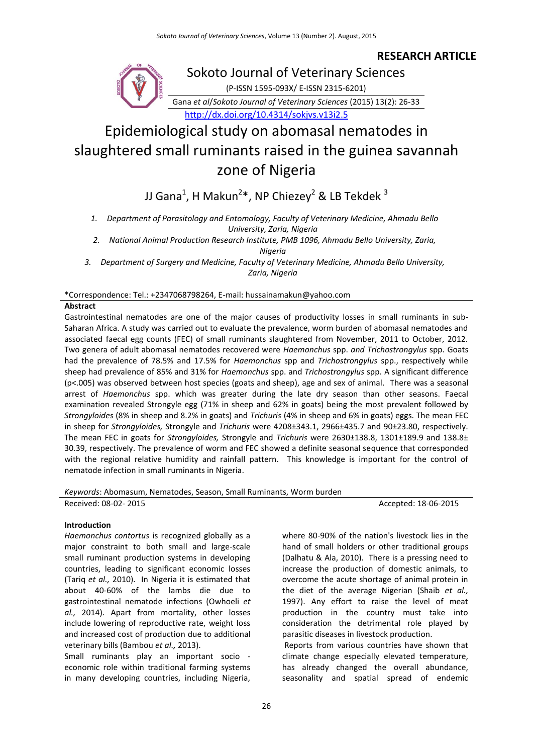**RESEARCH ARTICLE**

Sokoto Journal of Veterinary Sciences

(P-ISSN 1595-093X/ E-ISSN 2315-6201)

Gana *et al*/*Sokoto Journal of Veterinary Sciences* (2015) 13(2): 26-33

http://dx.doi.org/10.4314/sokjvs.v13i2.5

# Epidemiological study on abomasal nematodes in slaughtered small ruminants raised in the guinea savannah zone of Nigeria

JJ Gana[1], H Makun[2]*, NP Chiezey[2] & LB Tekdek [3]

1. Department of Parasitology and Entomology, Faculty of Veterinary Medicine, Ahmadu Bello University, Zaria, Nigeria
2. National Animal Production Research Institute, PMB 1096, Ahmadu Bello University, Zaria, Nigeria
3. Department of Surgery and Medicine, Faculty of Veterinary Medicine, Ahmadu Bello University, Zaria, Nigeria

*Correspondence: Tel.: +2347068798264, E-mail: hussainamakun@yahoo.com

**Abstract**

Gastrointestinal nematodes are one of the major causes of productivity losses in small ruminants in sub-Saharan Africa. A study was carried out to evaluate the prevalence, worm burden of abomasal nematodes and associated faecal egg counts (FEC) of small ruminants slaughtered from November, 2011 to October, 2012. Two genera of adult abomasal nematodes recovered were *Haemonchus* spp. *and Trichostrongylus* spp. Goats had the prevalence of 78.5% and 17.5% for *Haemonchus* spp and *Trichostrongylus* spp., respectively while sheep had prevalence of 85% and 31% for *Haemonchus* spp. and *Trichostrongylus* spp. A significant difference (p<.005) was observed between host species (goats and sheep), age and sex of animal. There was a seasonal arrest of *Haemonchus* spp. which was greater during the late dry season than other seasons. Faecal examination revealed Strongyle egg (71% in sheep and 62% in goats) being the most prevalent followed by *Strongyloides* (8% in sheep and 8.2% in goats) and *Trichuris* (4% in sheep and 6% in goats) eggs. The mean FEC in sheep for *Strongyloides,* Strongyle and *Trichuris* were 4208±343.1, 2966±435.7 and 90±23.80, respectively. The mean FEC in goats for *Strongyloides,* Strongyle and *Trichuris* were 2630±138.8, 1301±189.9 and 138.8± 30.39, respectively. The prevalence of worm and FEC showed a definite seasonal sequence that corresponded with the regional relative humidity and rainfall pattern. This knowledge is important for the control of nematode infection in small ruminants in Nigeria.

*Keywords*: Abomasum, Nematodes, Season, Small Ruminants, Worm burden

Received: 08-02- 2015 Accepted: 18-06-2015

## Introduction

*Haemonchus contortus* is recognized globally as a major constraint to both small and large-scale small ruminant production systems in developing countries, leading to significant economic losses (Tariq *et al.,* 2010). In Nigeria it is estimated that about 40-60% of the lambs die due to gastrointestinal nematode infections (Owhoeli *et al.,* 2014). Apart from mortality, other losses include lowering of reproductive rate, weight loss and increased cost of production due to additional veterinary bills (Bambou *et al.,* 2013).

Small ruminants play an important socio - economic role within traditional farming systems in many developing countries, including Nigeria, where 80-90% of the nation's livestock lies in the hand of small holders or other traditional groups (Dalhatu & Ala, 2010). There is a pressing need to increase the production of domestic animals, to overcome the acute shortage of animal protein in the diet of the average Nigerian (Shaib *et al.,* 1997). Any effort to raise the level of meat production in the country must take into consideration the detrimental role played by parasitic diseases in livestock production.

Reports from various countries have shown that climate change especially elevated temperature, has already changed the overall abundance, seasonality and spatial spread of endemic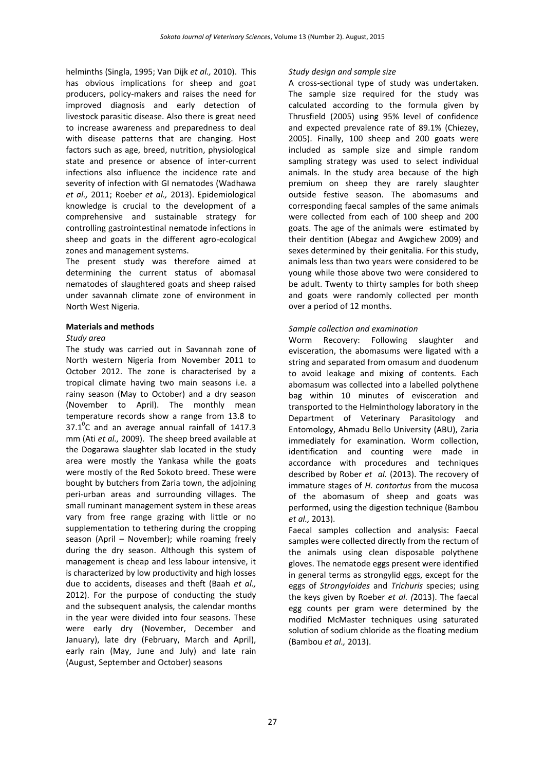helminths (Singla, 1995; Van Dijk *et al.,* 2010). This has obvious implications for sheep and goat producers, policy-makers and raises the need for improved diagnosis and early detection of livestock parasitic disease. Also there is great need to increase awareness and preparedness to deal with disease patterns that are changing. Host factors such as age, breed, nutrition, physiological state and presence or absence of inter-current infections also influence the incidence rate and severity of infection with GI nematodes (Wadhawa *et al.,* 2011; Roeber *et al.,* 2013). Epidemiological knowledge is crucial to the development of a comprehensive and sustainable strategy for controlling gastrointestinal nematode infections in sheep and goats in the different agro-ecological zones and management systems.

The present study was therefore aimed at determining the current status of abomasal nematodes of slaughtered goats and sheep raised under savannah climate zone of environment in North West Nigeria.

## Materials and methods

### *Study area*

The study was carried out in Savannah zone of North western Nigeria from November 2011 to October 2012. The zone is characterised by a tropical climate having two main seasons i.e. a rainy season (May to October) and a dry season (November to April). The monthly mean temperature records show a range from 13.8 to 37.1$^0$C and an average annual rainfall of 1417.3 mm (Ati *et al.,* 2009). The sheep breed available at the Dogarawa slaughter slab located in the study area were mostly the Yankasa while the goats were mostly of the Red Sokoto breed. These were bought by butchers from Zaria town, the adjoining peri-urban areas and surrounding villages. The small ruminant management system in these areas vary from free range grazing with little or no supplementation to tethering during the cropping season (April – November); while roaming freely during the dry season. Although this system of management is cheap and less labour intensive, it is characterized by low productivity and high losses due to accidents, diseases and theft (Baah *et al.,* 2012). For the purpose of conducting the study and the subsequent analysis, the calendar months in the year were divided into four seasons. These were early dry (November, December and January), late dry (February, March and April), early rain (May, June and July) and late rain (August, September and October) seasons

### *Study design and sample size*

A cross-sectional type of study was undertaken. The sample size required for the study was calculated according to the formula given by Thrusfield (2005) using 95% level of confidence and expected prevalence rate of 89.1% (Chiezey, 2005). Finally, 100 sheep and 200 goats were included as sample size and simple random sampling strategy was used to select individual animals. In the study area because of the high premium on sheep they are rarely slaughter outside festive season. The abomasums and corresponding faecal samples of the same animals were collected from each of 100 sheep and 200 goats. The age of the animals were estimated by their dentition (Abegaz and Awgichew 2009) and sexes determined by their genitalia. For this study, animals less than two years were considered to be young while those above two were considered to be adult. Twenty to thirty samples for both sheep and goats were randomly collected per month over a period of 12 months.

### *Sample collection and examination*

Worm Recovery: Following slaughter and evisceration, the abomasums were ligated with a string and separated from omasum and duodenum to avoid leakage and mixing of contents. Each abomasum was collected into a labelled polythene bag within 10 minutes of evisceration and transported to the Helminthology laboratory in the Department of Veterinary Parasitology and Entomology, Ahmadu Bello University (ABU), Zaria immediately for examination. Worm collection, identification and counting were made in accordance with procedures and techniques described by Rober *et al.* (2013). The recovery of immature stages of *H. contortus* from the mucosa of the abomasum of sheep and goats was performed, using the digestion technique (Bambou *et al.,* 2013).

Faecal samples collection and analysis: Faecal samples were collected directly from the rectum of the animals using clean disposable polythene gloves. The nematode eggs present were identified in general terms as strongylid eggs, except for the eggs of *Strongyloides* and *Trichuris* species; using the keys given by Roeber *et al. (*2013). The faecal egg counts per gram were determined by the modified McMaster techniques using saturated solution of sodium chloride as the floating medium (Bambou *et al.,* 2013).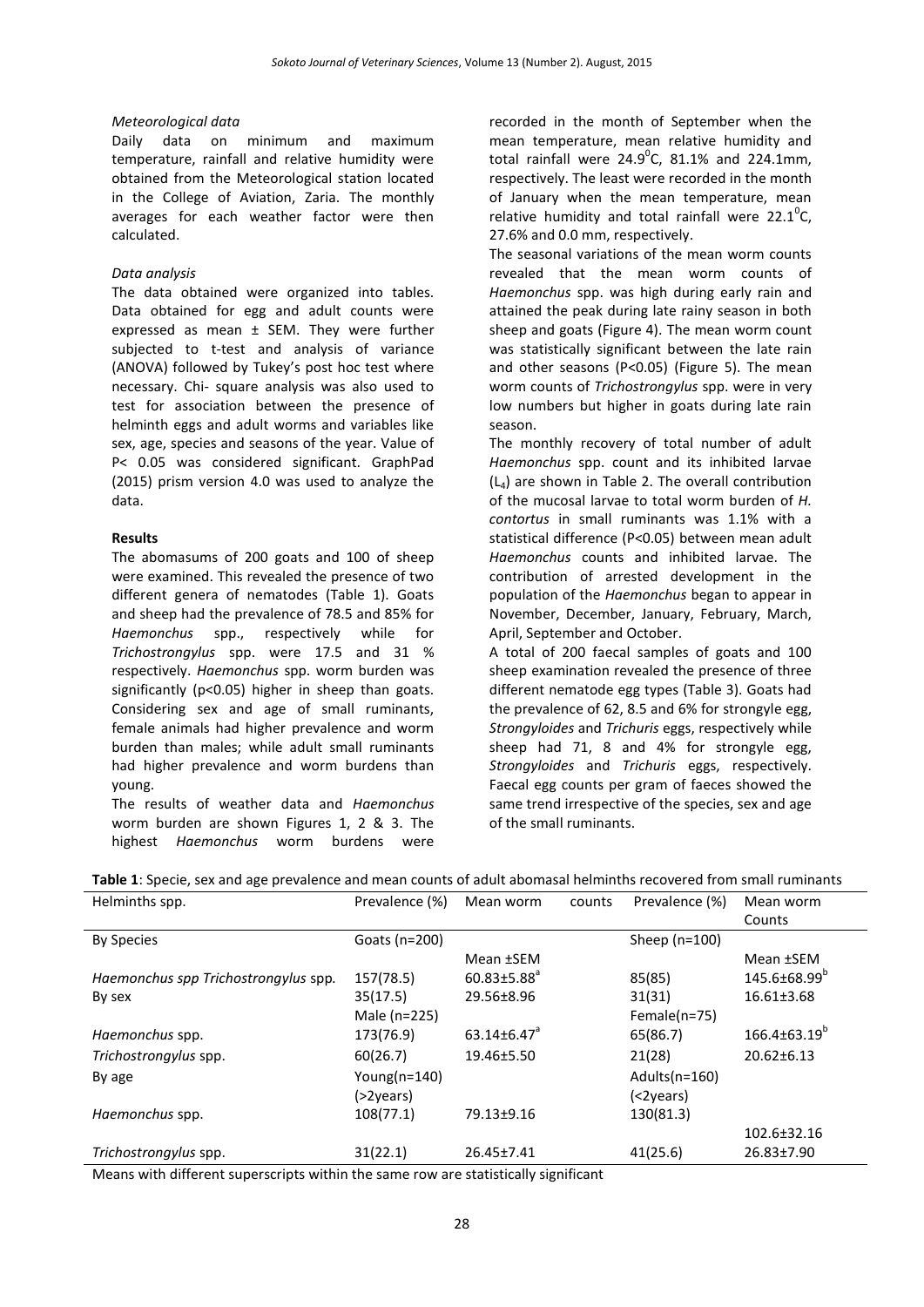*Meteorological data*

Daily data on minimum and maximum temperature, rainfall and relative humidity were obtained from the Meteorological station located in the College of Aviation, Zaria. The monthly averages for each weather factor were then calculated.

*Data analysis*

The data obtained were organized into tables. Data obtained for egg and adult counts were expressed as mean ± SEM. They were further subjected to t-test and analysis of variance (ANOVA) followed by Tukey's post hoc test where necessary. Chi- square analysis was also used to test for association between the presence of helminth eggs and adult worms and variables like sex, age, species and seasons of the year. Value of P< 0.05 was considered significant. GraphPad (2015) prism version 4.0 was used to analyze the data.

**Results**

The abomasums of 200 goats and 100 of sheep were examined. This revealed the presence of two different genera of nematodes (Table 1). Goats and sheep had the prevalence of 78.5 and 85% for *Haemonchus* spp., respectively while for *Trichostrongylus* spp. were 17.5 and 31 % respectively. *Haemonchus* spp. worm burden was significantly (p<0.05) higher in sheep than goats. Considering sex and age of small ruminants, female animals had higher prevalence and worm burden than males; while adult small ruminants had higher prevalence and worm burdens than young.

The results of weather data and *Haemonchus* worm burden are shown Figures 1, 2 & 3. The highest *Haemonchus* worm burdens were recorded in the month of September when the mean temperature, mean relative humidity and total rainfall were 24.9$^0$C, 81.1% and 224.1mm, respectively. The least were recorded in the month of January when the mean temperature, mean relative humidity and total rainfall were 22.1$^0$C, 27.6% and 0.0 mm, respectively.

The seasonal variations of the mean worm counts revealed that the mean worm counts of *Haemonchus* spp. was high during early rain and attained the peak during late rainy season in both sheep and goats (Figure 4). The mean worm count was statistically significant between the late rain and other seasons (P<0.05) (Figure 5). The mean worm counts of *Trichostrongylus* spp. were in very low numbers but higher in goats during late rain season.

The monthly recovery of total number of adult *Haemonchus* spp. count and its inhibited larvae ($L_4$) are shown in Table 2. The overall contribution of the mucosal larvae to total worm burden of *H. contortus* in small ruminants was 1.1% with a statistical difference (P<0.05) between mean adult *Haemonchus* counts and inhibited larvae. The contribution of arrested development in the population of the *Haemonchus* began to appear in November, December, January, February, March, April, September and October.

A total of 200 faecal samples of goats and 100 sheep examination revealed the presence of three different nematode egg types (Table 3). Goats had the prevalence of 62, 8.5 and 6% for strongyle egg, *Strongyloides* and *Trichuris* eggs, respectively while sheep had 71, 8 and 4% for strongyle egg, *Strongyloides* and *Trichuris* eggs, respectively. Faecal egg counts per gram of faeces showed the same trend irrespective of the species, sex and age of the small ruminants.

**Table 1**: Specie, sex and age prevalence and mean counts of adult abomasal helminths recovered from small ruminants

| Helminths spp. | Prevalence (%) | Mean worm counts | Prevalence (%) | Mean worm Counts |
|---|---|---|---|---|
| By Species | Goats (n=200) | | Sheep (n=100) | |
| | | Mean ±SEM | | Mean ±SEM |
| *Haemonchus spp Trichostrongylus* spp. | 157(78.5) | 60.83±5.88$^a$ | 85(85) | 145.6±68.99$^b$ |
| By sex | 35(17.5) | 29.56±8.96 | 31(31) | 16.61±3.68 |
| | Male (n=225) | | Female(n=75) | |
| *Haemonchus* spp. | 173(76.9) | 63.14±6.47$^a$ | 65(86.7) | 166.4±63.19$^b$ |
| *Trichostrongylus* spp. | 60(26.7) | 19.46±5.50 | 21(28) | 20.62±6.13 |
| By age | Young(n=140) (>2years) | | Adults(n=160) (<2years) | |
| *Haemonchus* spp. | 108(77.1) | 79.13±9.16 | 130(81.3) | 102.6±32.16 |
| *Trichostrongylus* spp. | 31(22.1) | 26.45±7.41 | 41(25.6) | 26.83±7.90 |

Means with different superscripts within the same row are statistically significant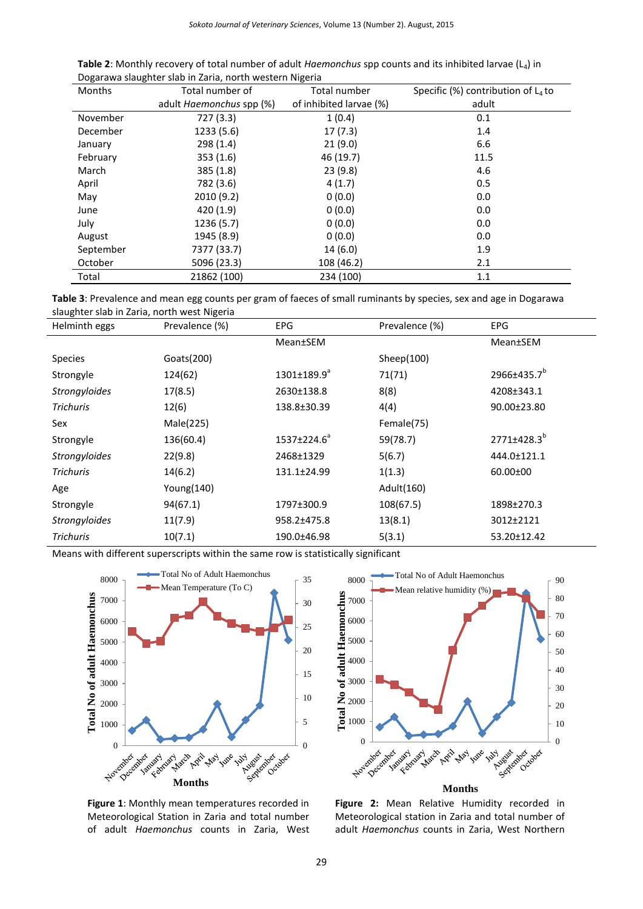**Table 2**: Monthly recovery of total number of adult *Haemonchus* spp counts and its inhibited larvae ($L_4$) in Dogarawa slaughter slab in Zaria, north western Nigeria

| Months | Total number of adult *Haemonchus* spp (%) | Total number of inhibited larvae (%) | Specific (%) contribution of $L_4$ to adult |
|---|---|---|---|
| November | 727 (3.3) | 1 (0.4) | 0.1 |
| December | 1233 (5.6) | 17 (7.3) | 1.4 |
| January | 298 (1.4) | 21 (9.0) | 6.6 |
| February | 353 (1.6) | 46 (19.7) | 11.5 |
| March | 385 (1.8) | 23 (9.8) | 4.6 |
| April | 782 (3.6) | 4 (1.7) | 0.5 |
| May | 2010 (9.2) | 0 (0.0) | 0.0 |
| June | 420 (1.9) | 0 (0.0) | 0.0 |
| July | 1236 (5.7) | 0 (0.0) | 0.0 |
| August | 1945 (8.9) | 0 (0.0) | 0.0 |
| September | 7377 (33.7) | 14 (6.0) | 1.9 |
| October | 5096 (23.3) | 108 (46.2) | 2.1 |
| Total | 21862 (100) | 234 (100) | 1.1 |

**Table 3**: Prevalence and mean egg counts per gram of faeces of small ruminants by species, sex and age in Dogarawa slaughter slab in Zaria, north west Nigeria

| Helminth eggs | Prevalence (%) | EPG | Prevalence (%) | EPG |
|---|---|---|---|---|
| | | Mean±SEM | | Mean±SEM |
| Species | Goats(200) | | Sheep(100) | |
| Strongyle | 124(62) | 1301±189.9[a] | 71(71) | 2966±435.7[b] |
| *Strongyloides* | 17(8.5) | 2630±138.8 | 8(8) | 4208±343.1 |
| *Trichuris* | 12(6) | 138.8±30.39 | 4(4) | 90.00±23.80 |
| Sex | Male(225) | | Female(75) | |
| Strongyle | 136(60.4) | 1537±224.6[a] | 59(78.7) | 2771±428.3[b] |
| *Strongyloides* | 22(9.8) | 2468±1329 | 5(6.7) | 444.0±121.1 |
| *Trichuris* | 14(6.2) | 131.1±24.99 | 1(1.3) | 60.00±00 |
| Age | Young(140) | | Adult(160) | |
| Strongyle | 94(67.1) | 1797±300.9 | 108(67.5) | 1898±270.3 |
| *Strongyloides* | 11(7.9) | 958.2±475.8 | 13(8.1) | 3012±2121 |
| *Trichuris* | 10(7.1) | 190.0±46.98 | 5(3.1) | 53.20±12.42 |

Means with different superscripts within the same row is statistically significant

**Figure 1**: Monthly mean temperatures recorded in Meteorological Station in Zaria and total number of adult *Haemonchus* counts in Zaria, West

**Figure 2:** Mean Relative Humidity recorded in Meteorological station in Zaria and total number of adult *Haemonchus* counts in Zaria, West Northern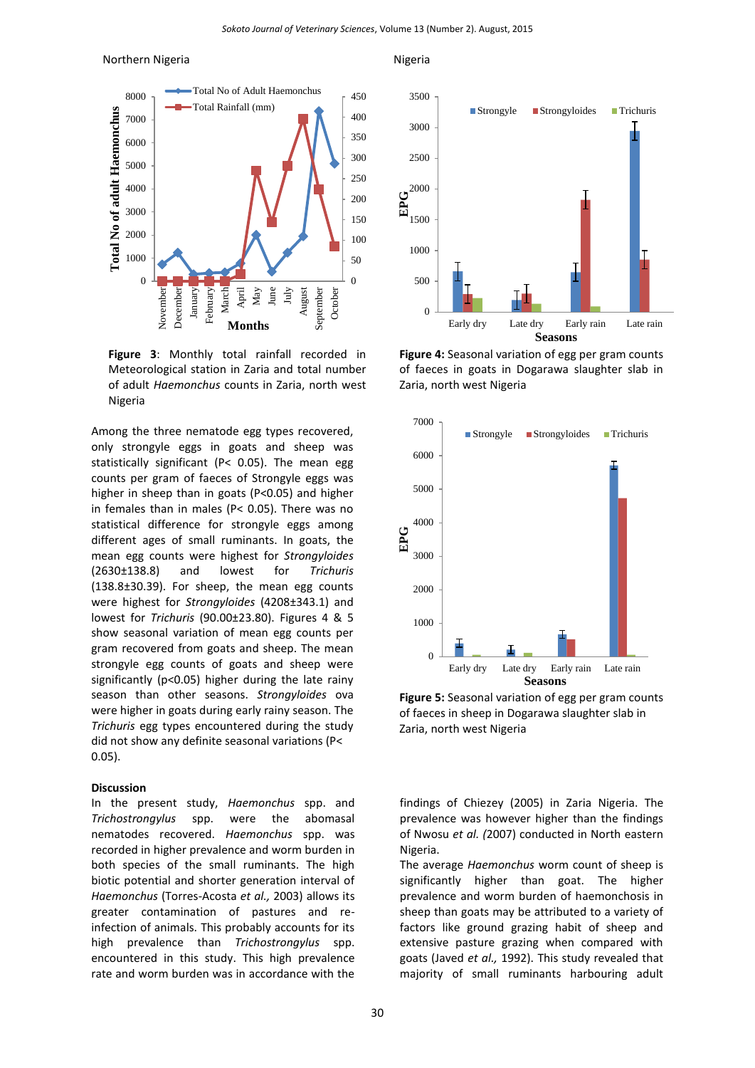Northern Nigeria

Nigeria

**Figure 3**: Monthly total rainfall recorded in Meteorological station in Zaria and total number of adult *Haemonchus* counts in Zaria, north west Nigeria

**Figure 4:** Seasonal variation of egg per gram counts of faeces in goats in Dogarawa slaughter slab in Zaria, north west Nigeria

**Figure 5:** Seasonal variation of egg per gram counts of faeces in sheep in Dogarawa slaughter slab in Zaria, north west Nigeria

Among the three nematode egg types recovered, only strongyle eggs in goats and sheep was statistically significant (P< 0.05). The mean egg counts per gram of faeces of Strongyle eggs was higher in sheep than in goats (P<0.05) and higher in females than in males (P< 0.05). There was no statistical difference for strongyle eggs among different ages of small ruminants. In goats, the mean egg counts were highest for *Strongyloides* (2630±138.8) and lowest for *Trichuris* (138.8±30.39). For sheep, the mean egg counts were highest for *Strongyloides* (4208±343.1) and lowest for *Trichuris* (90.00±23.80). Figures 4 & 5 show seasonal variation of mean egg counts per gram recovered from goats and sheep. The mean strongyle egg counts of goats and sheep were significantly (p<0.05) higher during the late rainy season than other seasons. *Strongyloides* ova were higher in goats during early rainy season. The *Trichuris* egg types encountered during the study did not show any definite seasonal variations (P< 0.05).

**Discussion**

In the present study, *Haemonchus* spp. and *Trichostrongylus* spp. were the abomasal nematodes recovered. *Haemonchus* spp. was recorded in higher prevalence and worm burden in both species of the small ruminants. The high biotic potential and shorter generation interval of *Haemonchus* (Torres-Acosta *et al.,* 2003) allows its greater contamination of pastures and re-infection of animals. This probably accounts for its high prevalence than *Trichostrongylus* spp. encountered in this study. This high prevalence rate and worm burden was in accordance with the findings of Chiezey (2005) in Zaria Nigeria. The prevalence was however higher than the findings of Nwosu *et al. (*2007) conducted in North eastern Nigeria.

The average *Haemonchus* worm count of sheep is significantly higher than goat. The higher prevalence and worm burden of haemonchosis in sheep than goats may be attributed to a variety of factors like ground grazing habit of sheep and extensive pasture grazing when compared with goats (Javed *et al.,* 1992). This study revealed that majority of small ruminants harbouring adult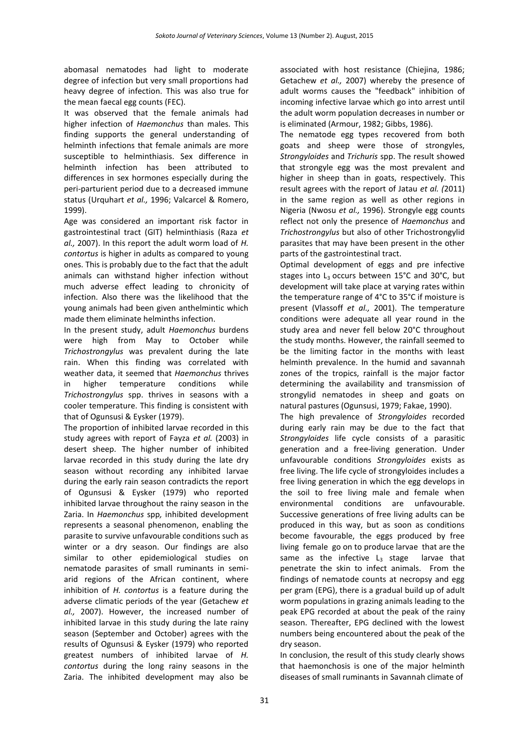abomasal nematodes had light to moderate degree of infection but very small proportions had heavy degree of infection. This was also true for the mean faecal egg counts (FEC).

It was observed that the female animals had higher infection of *Haemonchus* than males. This finding supports the general understanding of helminth infections that female animals are more susceptible to helminthiasis. Sex difference in helminth infection has been attributed to differences in sex hormones especially during the peri-parturient period due to a decreased immune status (Urquhart *et al.,* 1996; Valcarcel & Romero, 1999).

Age was considered an important risk factor in gastrointestinal tract (GIT) helminthiasis (Raza *et al.,* 2007). In this report the adult worm load of *H. contortus* is higher in adults as compared to young ones. This is probably due to the fact that the adult animals can withstand higher infection without much adverse effect leading to chronicity of infection. Also there was the likelihood that the young animals had been given anthelmintic which made them eliminate helminths infection.

In the present study, adult *Haemonchus* burdens were high from May to October while *Trichostrongylus* was prevalent during the late rain. When this finding was correlated with weather data, it seemed that *Haemonchus* thrives in higher temperature conditions while *Trichostrongylus* spp. thrives in seasons with a cooler temperature. This finding is consistent with that of Ogunsusi & Eysker (1979).

The proportion of inhibited larvae recorded in this study agrees with report of Fayza *et al.* (2003) in desert sheep. The higher number of inhibited larvae recorded in this study during the late dry season without recording any inhibited larvae during the early rain season contradicts the report of Ogunsusi & Eysker (1979) who reported inhibited larvae throughout the rainy season in the Zaria. In *Haemonchus* spp, inhibited development represents a seasonal phenomenon, enabling the parasite to survive unfavourable conditions such as winter or a dry season. Our findings are also similar to other epidemiological studies on nematode parasites of small ruminants in semi-arid regions of the African continent, where inhibition of *H. contortus* is a feature during the adverse climatic periods of the year (Getachew *et al.,* 2007). However, the increased number of inhibited larvae in this study during the late rainy season (September and October) agrees with the results of Ogunsusi & Eysker (1979) who reported greatest numbers of inhibited larvae of *H. contortus* during the long rainy seasons in the Zaria. The inhibited development may also be associated with host resistance (Chiejina, 1986; Getachew *et al.,* 2007) whereby the presence of adult worms causes the "feedback" inhibition of incoming infective larvae which go into arrest until the adult worm population decreases in number or is eliminated (Armour, 1982; Gibbs, 1986).

The nematode egg types recovered from both goats and sheep were those of strongyles, *Strongyloides* and *Trichuris* spp. The result showed that strongyle egg was the most prevalent and higher in sheep than in goats, respectively. This result agrees with the report of Jatau *et al. (*2011) in the same region as well as other regions in Nigeria (Nwosu *et al.,* 1996). Strongyle egg counts reflect not only the presence of *Haemonchus* and *Trichostrongylus* but also of other Trichostrongylid parasites that may have been present in the other parts of the gastrointestinal tract.

Optimal development of eggs and pre infective stages into $L_3$ occurs between 15°C and 30°C, but development will take place at varying rates within the temperature range of 4°C to 35°C if moisture is present (Vlassoff *et al.,* 2001). The temperature conditions were adequate all year round in the study area and never fell below 20°C throughout the study months. However, the rainfall seemed to be the limiting factor in the months with least helminth prevalence. In the humid and savannah zones of the tropics, rainfall is the major factor determining the availability and transmission of strongylid nematodes in sheep and goats on natural pastures (Ogunsusi, 1979; Fakae, 1990).

The high prevalence of *Strongyloides* recorded during early rain may be due to the fact that *Strongyloides* life cycle consists of a parasitic generation and a free-living generation. Under unfavourable conditions *Strongyloides* exists as free living. The life cycle of strongyloides includes a free living generation in which the egg develops in the soil to free living male and female when environmental conditions are unfavourable. Successive generations of free living adults can be produced in this way, but as soon as conditions become favourable, the eggs produced by free living female go on to produce larvae that are the same as the infective $L_3$ stage larvae that penetrate the skin to infect animals. From the findings of nematode counts at necropsy and egg per gram (EPG), there is a gradual build up of adult worm populations in grazing animals leading to the peak EPG recorded at about the peak of the rainy season. Thereafter, EPG declined with the lowest numbers being encountered about the peak of the dry season.

In conclusion, the result of this study clearly shows that haemonchosis is one of the major helminth diseases of small ruminants in Savannah climate of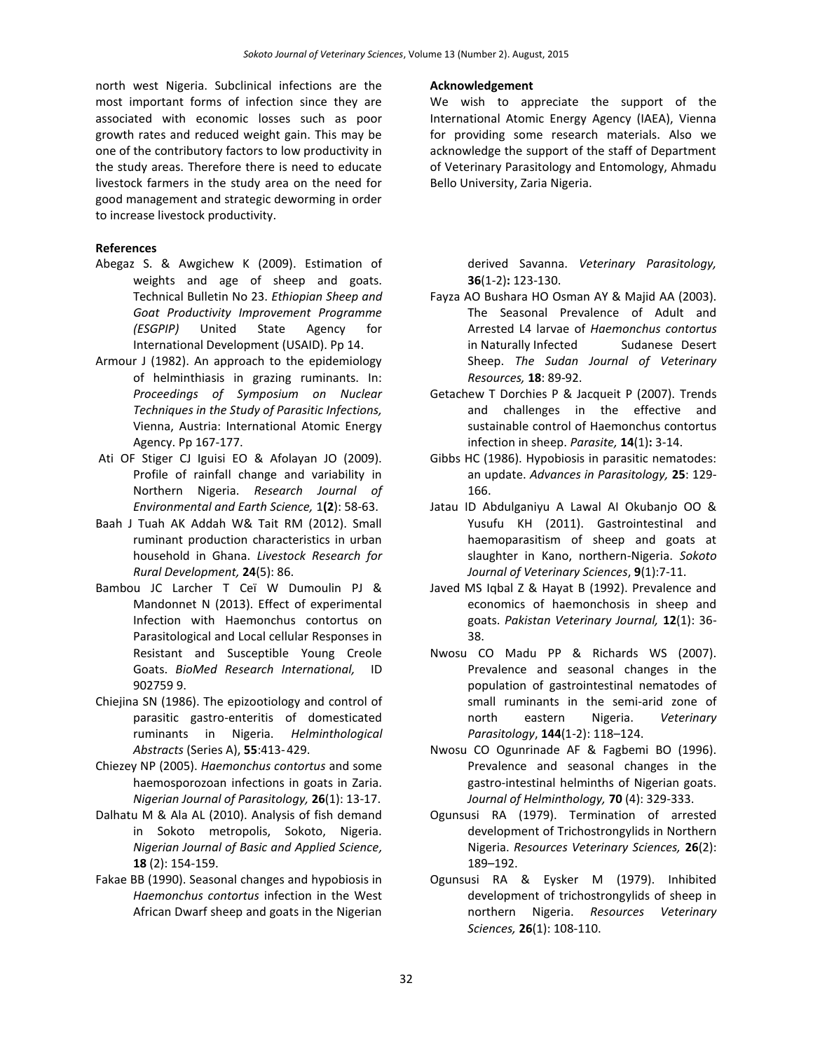north west Nigeria. Subclinical infections are the most important forms of infection since they are associated with economic losses such as poor growth rates and reduced weight gain. This may be one of the contributory factors to low productivity in the study areas. Therefore there is need to educate livestock farmers in the study area on the need for good management and strategic deworming in order to increase livestock productivity.

**Acknowledgement**

We wish to appreciate the support of the International Atomic Energy Agency (IAEA), Vienna for providing some research materials. Also we acknowledge the support of the staff of Department of Veterinary Parasitology and Entomology, Ahmadu Bello University, Zaria Nigeria.

**References**

Abegaz S. & Awgichew K (2009). Estimation of weights and age of sheep and goats. Technical Bulletin No 23. *Ethiopian Sheep and Goat Productivity Improvement Programme (ESGPIP)* United State Agency for International Development (USAID). Pp 14.

Armour J (1982). An approach to the epidemiology of helminthiasis in grazing ruminants. In: *Proceedings of Symposium on Nuclear Techniques in the Study of Parasitic Infections,* Vienna, Austria: International Atomic Energy Agency. Pp 167-177.

Ati OF Stiger CJ Iguisi EO & Afolayan JO (2009). Profile of rainfall change and variability in Northern Nigeria. *Research Journal of Environmental and Earth Science,* 1**(2**): 58-63.

Baah J Tuah AK Addah W& Tait RM (2012). Small ruminant production characteristics in urban household in Ghana. *Livestock Research for Rural Development,* **24**(5): 86.

Bambou JC Larcher T Ceï W Dumoulin PJ & Mandonnet N (2013). Effect of experimental Infection with Haemonchus contortus on Parasitological and Local cellular Responses in Resistant and Susceptible Young Creole Goats. *BioMed Research International,* ID 902759 9.

Chiejina SN (1986). The epizootiology and control of parasitic gastro-enteritis of domesticated ruminants in Nigeria. *Helminthological Abstracts* (Series A), **55**:413- 429.

Chiezey NP (2005). *Haemonchus contortus* and some haemosporozoan infections in goats in Zaria. *Nigerian Journal of Parasitology,* **26**(1): 13-17.

Dalhatu M & Ala AL (2010). Analysis of fish demand in Sokoto metropolis, Sokoto, Nigeria. *Nigerian Journal of Basic and Applied Science,* **18** (2): 154-159.

Fakae BB (1990). Seasonal changes and hypobiosis in *Haemonchus contortus* infection in the West African Dwarf sheep and goats in the Nigerian derived Savanna. *Veterinary Parasitology,* **36**(1-2)**:** 123-130.

Fayza AO Bushara HO Osman AY & Majid AA (2003). The Seasonal Prevalence of Adult and Arrested L4 larvae of *Haemonchus contortus* in Naturally Infected Sudanese Desert Sheep. *The Sudan Journal of Veterinary Resources,* **18**: 89-92.

Getachew T Dorchies P & Jacqueit P (2007). Trends and challenges in the effective and sustainable control of Haemonchus contortus infection in sheep. *Parasite,* **14**(1)**:** 3-14.

Gibbs HC (1986). Hypobiosis in parasitic nematodes: an update. *Advances in Parasitology,* **25**: 129-166.

Jatau ID Abdulganiyu A Lawal AI Okubanjo OO & Yusufu KH (2011). Gastrointestinal and haemoparasitism of sheep and goats at slaughter in Kano, northern-Nigeria. *Sokoto Journal of Veterinary Sciences*, **9**(1):7-11.

Javed MS Iqbal Z & Hayat B (1992). Prevalence and economics of haemonchosis in sheep and goats. *Pakistan Veterinary Journal,* **12**(1): 36-38.

Nwosu CO Madu PP & Richards WS (2007). Prevalence and seasonal changes in the population of gastrointestinal nematodes of small ruminants in the semi-arid zone of north eastern Nigeria. *Veterinary Parasitology*, **144**(1-2): 118–124.

Nwosu CO Ogunrinade AF & Fagbemi BO (1996). Prevalence and seasonal changes in the gastro-intestinal helminths of Nigerian goats. *Journal of Helminthology,* **70** (4): 329-333.

Ogunsusi RA (1979). Termination of arrested development of Trichostrongylids in Northern Nigeria. *Resources Veterinary Sciences,* **26**(2): 189–192.

Ogunsusi RA & Eysker M (1979). Inhibited development of trichostrongylids of sheep in northern Nigeria. *Resources Veterinary Sciences,* **26**(1): 108-110.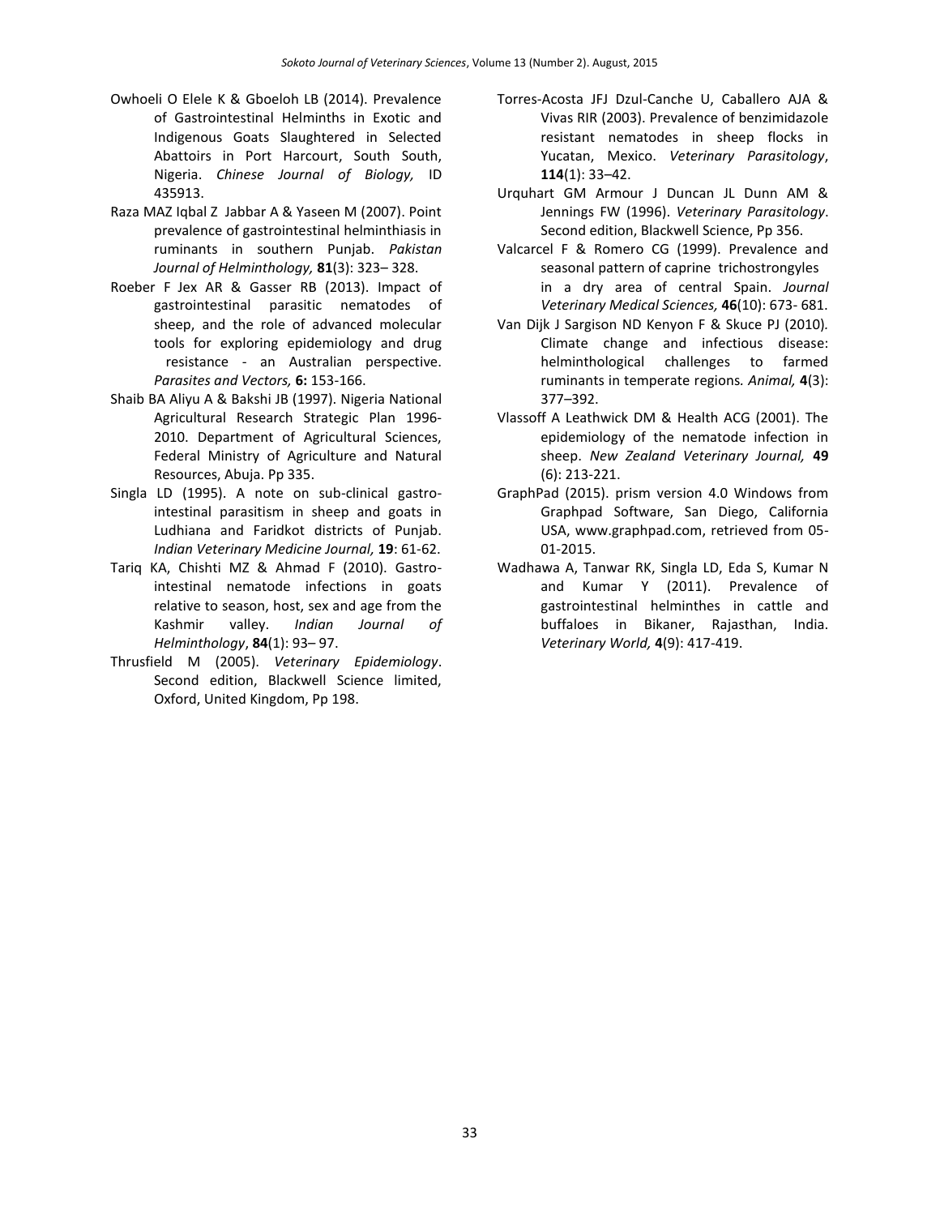Owhoeli O Elele K & Gboeloh LB (2014). Prevalence of Gastrointestinal Helminths in Exotic and Indigenous Goats Slaughtered in Selected Abattoirs in Port Harcourt, South South, Nigeria. *Chinese Journal of Biology,* ID 435913.

Raza MAZ Iqbal Z Jabbar A & Yaseen M (2007). Point prevalence of gastrointestinal helminthiasis in ruminants in southern Punjab. *Pakistan Journal of Helminthology,* **81**(3): 323– 328.

Roeber F Jex AR & Gasser RB (2013). Impact of gastrointestinal parasitic nematodes of sheep, and the role of advanced molecular tools for exploring epidemiology and drug resistance - an Australian perspective. *Parasites and Vectors,* **6:** 153-166.

Shaib BA Aliyu A & Bakshi JB (1997). Nigeria National Agricultural Research Strategic Plan 1996-2010. Department of Agricultural Sciences, Federal Ministry of Agriculture and Natural Resources, Abuja. Pp 335.

Singla LD (1995). A note on sub-clinical gastro-intestinal parasitism in sheep and goats in Ludhiana and Faridkot districts of Punjab. *Indian Veterinary Medicine Journal,* **19**: 61-62.

Tariq KA, Chishti MZ & Ahmad F (2010). Gastro-intestinal nematode infections in goats relative to season, host, sex and age from the Kashmir valley. *Indian Journal of Helminthology*, **84**(1): 93– 97.

Thrusfield M (2005). *Veterinary Epidemiology*. Second edition, Blackwell Science limited, Oxford, United Kingdom, Pp 198.

Torres-Acosta JFJ Dzul-Canche U, Caballero AJA & Vivas RIR (2003). Prevalence of benzimidazole resistant nematodes in sheep flocks in Yucatan, Mexico. *Veterinary Parasitology*, **114**(1): 33–42.

Urquhart GM Armour J Duncan JL Dunn AM & Jennings FW (1996). *Veterinary Parasitology*. Second edition, Blackwell Science, Pp 356.

Valcarcel F & Romero CG (1999). Prevalence and seasonal pattern of caprine trichostrongyles in a dry area of central Spain. *Journal Veterinary Medical Sciences,* **46**(10): 673- 681.

Van Dijk J Sargison ND Kenyon F & Skuce PJ (2010). Climate change and infectious disease: helminthological challenges to farmed ruminants in temperate regions. *Animal,* **4**(3): 377–392.

Vlassoff A Leathwick DM & Health ACG (2001). The epidemiology of the nematode infection in sheep. *New Zealand Veterinary Journal,* **49** (6): 213-221.

GraphPad (2015). prism version 4.0 Windows from Graphpad Software, San Diego, California USA, www.graphpad.com, retrieved from 05-01-2015.

Wadhawa A, Tanwar RK, Singla LD, Eda S, Kumar N and Kumar Y (2011). Prevalence of gastrointestinal helminthes in cattle and buffaloes in Bikaner, Rajasthan, India. *Veterinary World,* **4**(9): 417-419.